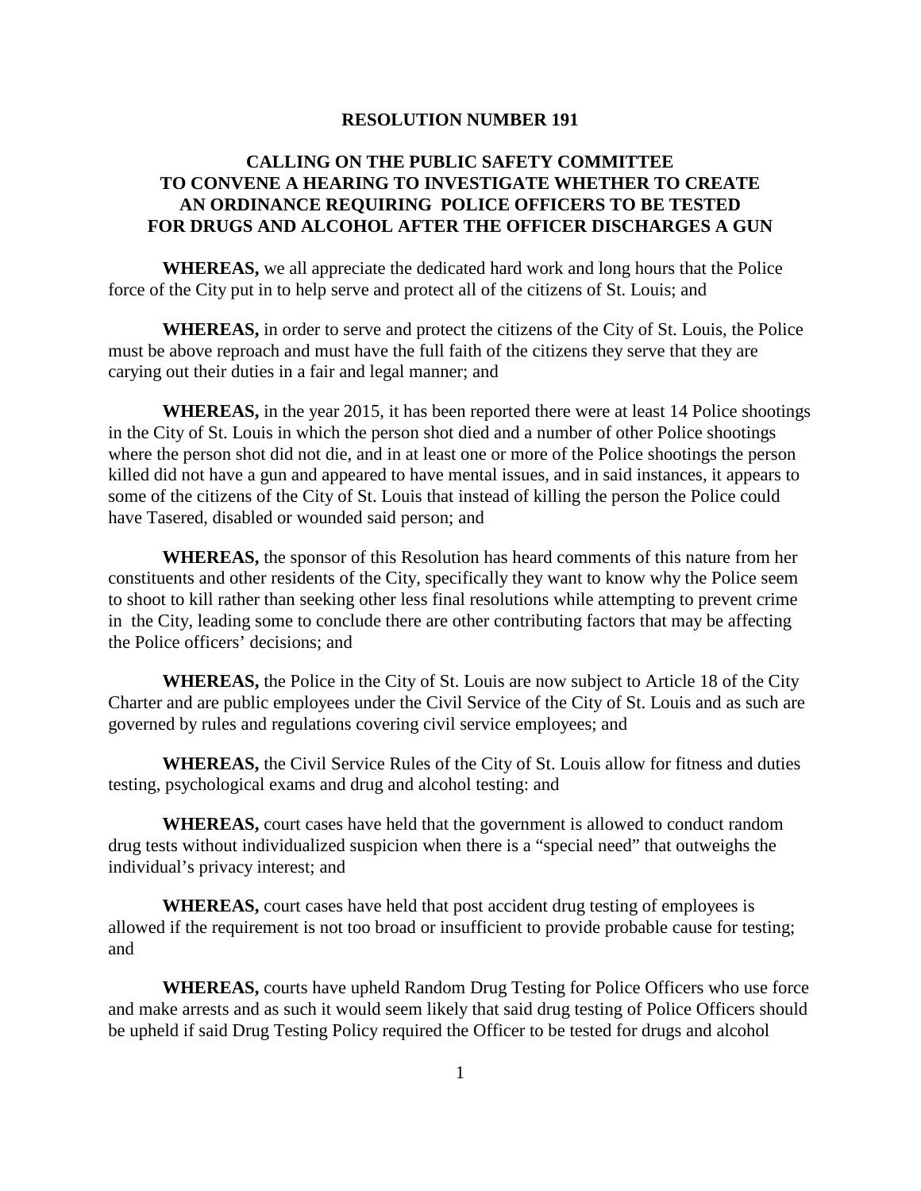**RESOLUTION NUMBER 191**

**CALLING ON THE PUBLIC SAFETY COMMITTEE TO CONVENE A HEARING TO INVESTIGATE WHETHER TO CREATE AN ORDINANCE REQUIRING POLICE OFFICERS TO BE TESTED FOR DRUGS AND ALCOHOL AFTER THE OFFICER DISCHARGES A GUN**

**WHEREAS,** we all appreciate the dedicated hard work and long hours that the Police force of the City put in to help serve and protect all of the citizens of St. Louis; and

**WHEREAS,** in order to serve and protect the citizens of the City of St. Louis, the Police must be above reproach and must have the full faith of the citizens they serve that they are carying out their duties in a fair and legal manner; and

**WHEREAS,** in the year 2015, it has been reported there were at least 14 Police shootings in the City of St. Louis in which the person shot died and a number of other Police shootings where the person shot did not die, and in at least one or more of the Police shootings the person killed did not have a gun and appeared to have mental issues, and in said instances, it appears to some of the citizens of the City of St. Louis that instead of killing the person the Police could have Tasered, disabled or wounded said person; and

**WHEREAS,** the sponsor of this Resolution has heard comments of this nature from her constituents and other residents of the City, specifically they want to know why the Police seem to shoot to kill rather than seeking other less final resolutions while attempting to prevent crime in the City, leading some to conclude there are other contributing factors that may be affecting the Police officers' decisions; and

**WHEREAS,** the Police in the City of St. Louis are now subject to Article 18 of the City Charter and are public employees under the Civil Service of the City of St. Louis and as such are governed by rules and regulations covering civil service employees; and

**WHEREAS,** the Civil Service Rules of the City of St. Louis allow for fitness and duties testing, psychological exams and drug and alcohol testing: and

**WHEREAS,** court cases have held that the government is allowed to conduct random drug tests without individualized suspicion when there is a "special need" that outweighs the individual's privacy interest; and

**WHEREAS,** court cases have held that post accident drug testing of employees is allowed if the requirement is not too broad or insufficient to provide probable cause for testing; and

**WHEREAS,** courts have upheld Random Drug Testing for Police Officers who use force and make arrests and as such it would seem likely that said drug testing of Police Officers should be upheld if said Drug Testing Policy required the Officer to be tested for drugs and alcohol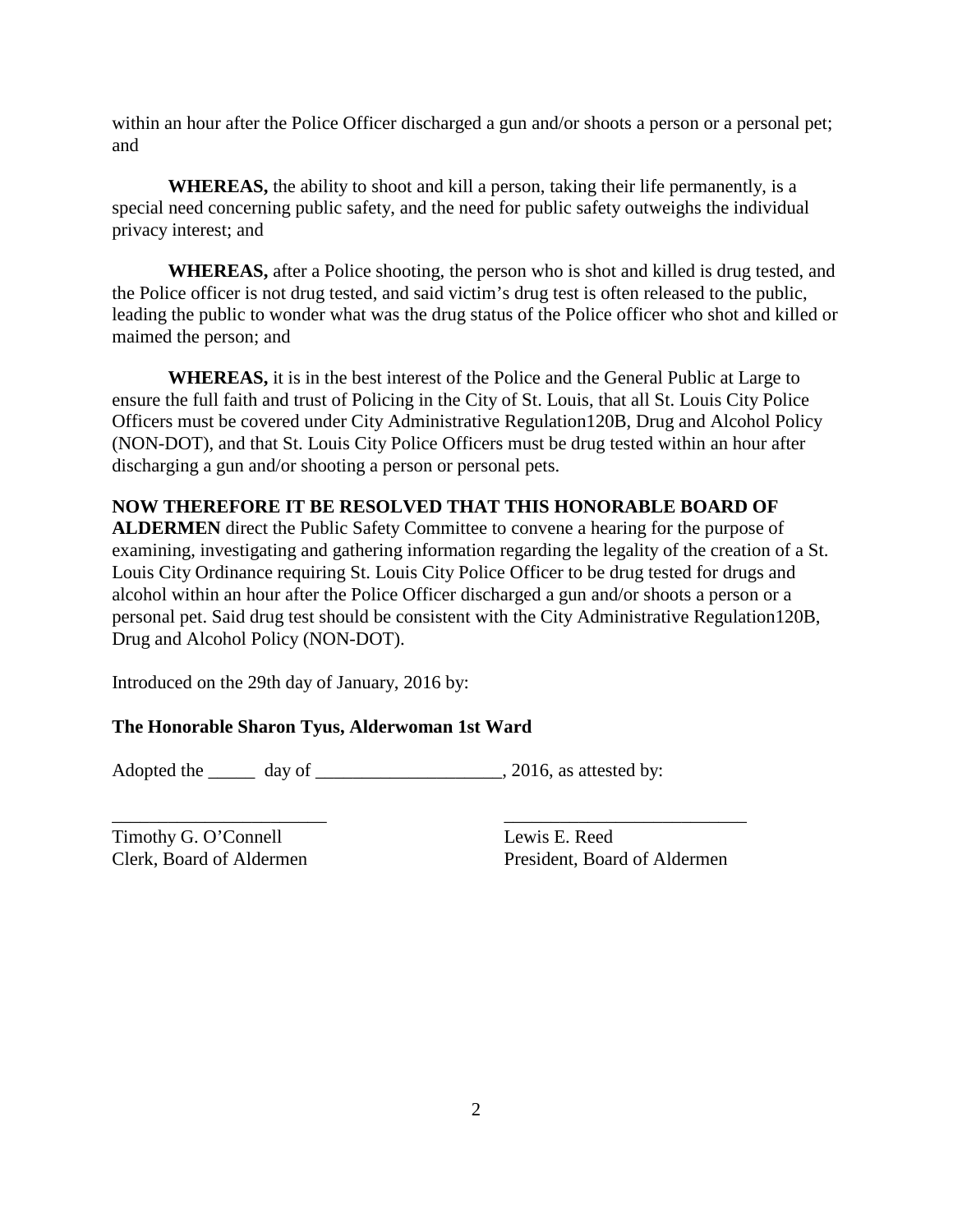within an hour after the Police Officer discharged a gun and/or shoots a person or a personal pet; and

**WHEREAS,** the ability to shoot and kill a person, taking their life permanently, is a special need concerning public safety, and the need for public safety outweighs the individual privacy interest; and

**WHEREAS,** after a Police shooting, the person who is shot and killed is drug tested, and the Police officer is not drug tested, and said victim's drug test is often released to the public, leading the public to wonder what was the drug status of the Police officer who shot and killed or maimed the person; and

**WHEREAS,** it is in the best interest of the Police and the General Public at Large to ensure the full faith and trust of Policing in the City of St. Louis, that all St. Louis City Police Officers must be covered under City Administrative Regulation120B, Drug and Alcohol Policy (NON-DOT), and that St. Louis City Police Officers must be drug tested within an hour after discharging a gun and/or shooting a person or personal pets.

**NOW THEREFORE IT BE RESOLVED THAT THIS HONORABLE BOARD OF ALDERMEN** direct the Public Safety Committee to convene a hearing for the purpose of examining, investigating and gathering information regarding the legality of the creation of a St. Louis City Ordinance requiring St. Louis City Police Officer to be drug tested for drugs and alcohol within an hour after the Police Officer discharged a gun and/or shoots a person or a personal pet. Said drug test should be consistent with the City Administrative Regulation120B, Drug and Alcohol Policy (NON-DOT).

Introduced on the 29th day of January, 2016 by:

**The Honorable Sharon Tyus, Alderwoman 1st Ward**

Adopted the _____ day of ____________________, 2016, as attested by:

_______________________ | ___________________________

Timothy G. O'Connell
Clerk, Board of Aldermen

Lewis E. Reed
President, Board of Aldermen